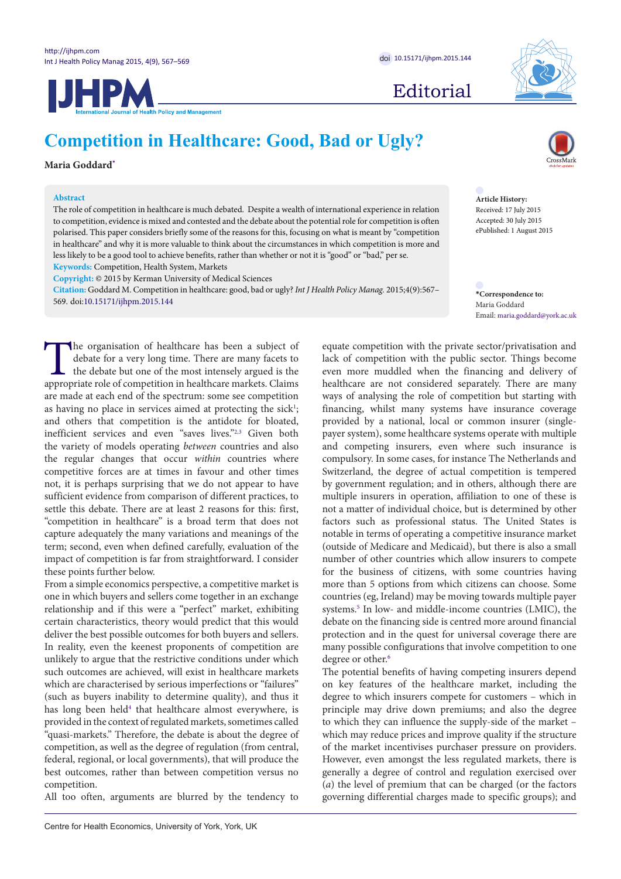Editorial

# Competition in Healthcare: Good, Bad or Ugly?

**Maria Goddard***

**Abstract**

The role of competition in healthcare is much debated. Despite a wealth of international experience in relation to competition, evidence is mixed and contested and the debate about the potential role for competition is often polarised. This paper considers briefly some of the reasons for this, focusing on what is meant by "competition in healthcare" and why it is more valuable to think about the circumstances in which competition is more and less likely to be a good tool to achieve benefits, rather than whether or not it is "good" or "bad," per se.

**Keywords:** Competition, Health System, Markets

**Copyright:** © 2015 by Kerman University of Medical Sciences

**Citation:** Goddard M. Competition in healthcare: good, bad or ugly? *Int J Health Policy Manag.* 2015;4(9):567–569. doi:10.15171/ijhpm.2015.144

**Article History:**
Received: 17 July 2015
Accepted: 30 July 2015
ePublished: 1 August 2015

***Correspondence to:**
Maria Goddard
Email: maria.goddard@york.ac.uk

The organisation of healthcare has been a subject of debate for a very long time. There are many facets to the debate but one of the most intensely argued is the appropriate role of competition in healthcare markets. Claims are made at each end of the spectrum: some see competition as having no place in services aimed at protecting the sick[1]; and others that competition is the antidote for bloated, inefficient services and even "saves lives."[2,3] Given both the variety of models operating *between* countries and also the regular changes that occur *within* countries where competitive forces are at times in favour and other times not, it is perhaps surprising that we do not appear to have sufficient evidence from comparison of different practices, to settle this debate. There are at least 2 reasons for this: first, "competition in healthcare" is a broad term that does not capture adequately the many variations and meanings of the term; second, even when defined carefully, evaluation of the impact of competition is far from straightforward. I consider these points further below.

From a simple economics perspective, a competitive market is one in which buyers and sellers come together in an exchange relationship and if this were a "perfect" market, exhibiting certain characteristics, theory would predict that this would deliver the best possible outcomes for both buyers and sellers. In reality, even the keenest proponents of competition are unlikely to argue that the restrictive conditions under which such outcomes are achieved, will exist in healthcare markets which are characterised by serious imperfections or "failures" (such as buyers inability to determine quality), and thus it has long been held[4] that healthcare almost everywhere, is provided in the context of regulated markets, sometimes called "quasi-markets." Therefore, the debate is about the degree of competition, as well as the degree of regulation (from central, federal, regional, or local governments), that will produce the best outcomes, rather than between competition versus no competition.

All too often, arguments are blurred by the tendency to equate competition with the private sector/privatisation and lack of competition with the public sector. Things become even more muddled when the financing and delivery of healthcare are not considered separately. There are many ways of analysing the role of competition but starting with financing, whilst many systems have insurance coverage provided by a national, local or common insurer (single-payer system), some healthcare systems operate with multiple and competing insurers, even where such insurance is compulsory. In some cases, for instance The Netherlands and Switzerland, the degree of actual competition is tempered by government regulation; and in others, although there are multiple insurers in operation, affiliation to one of these is not a matter of individual choice, but is determined by other factors such as professional status. The United States is notable in terms of operating a competitive insurance market (outside of Medicare and Medicaid), but there is also a small number of other countries which allow insurers to compete for the business of citizens, with some countries having more than 5 options from which citizens can choose. Some countries (eg, Ireland) may be moving towards multiple payer systems.[5] In low- and middle-income countries (LMIC), the debate on the financing side is centred more around financial protection and in the quest for universal coverage there are many possible configurations that involve competition to one degree or other.[6]

The potential benefits of having competing insurers depend on key features of the healthcare market, including the degree to which insurers compete for customers – which in principle may drive down premiums; and also the degree to which they can influence the supply-side of the market – which may reduce prices and improve quality if the structure of the market incentivises purchaser pressure on providers. However, even amongst the less regulated markets, there is generally a degree of control and regulation exercised over (*a*) the level of premium that can be charged (or the factors governing differential charges made to specific groups); and

Centre for Health Economics, University of York, York, UK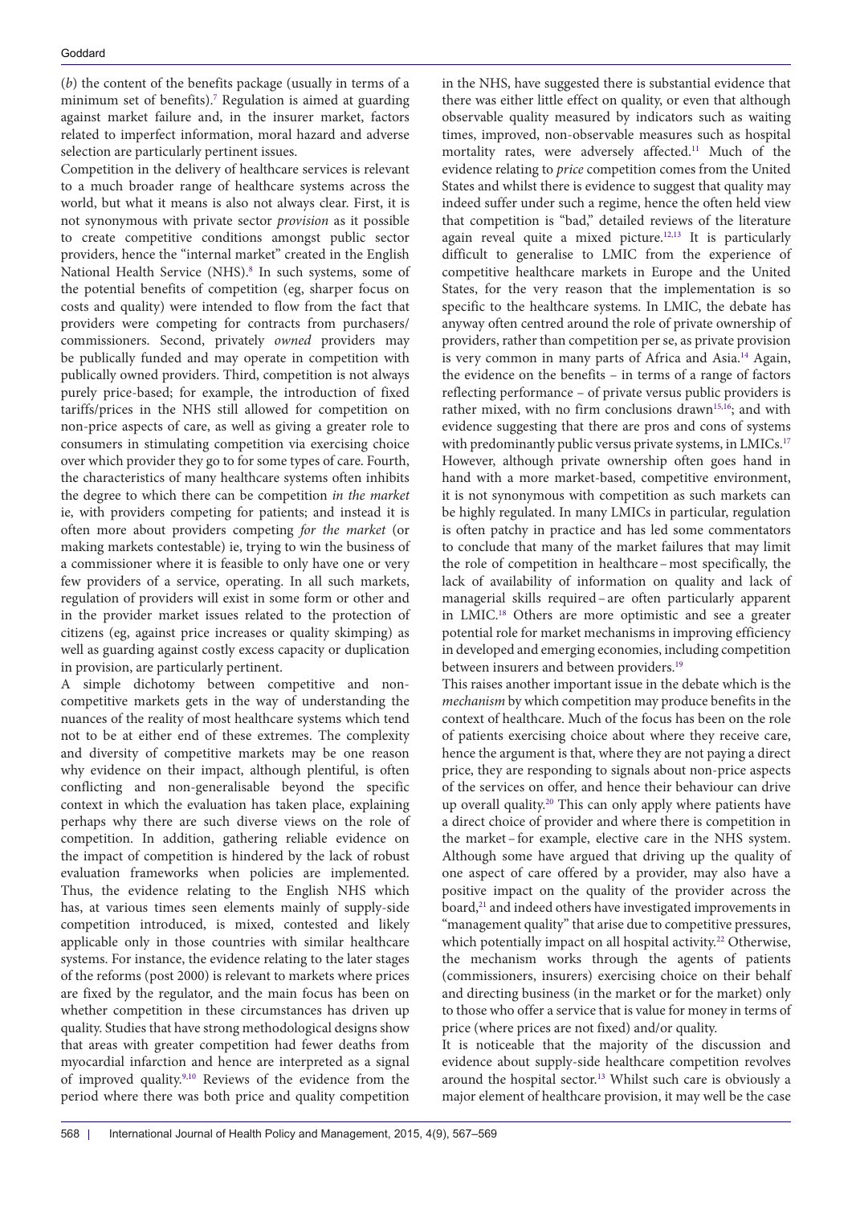(*b*) the content of the benefits package (usually in terms of a minimum set of benefits).[7] Regulation is aimed at guarding against market failure and, in the insurer market, factors related to imperfect information, moral hazard and adverse selection are particularly pertinent issues.

Competition in the delivery of healthcare services is relevant to a much broader range of healthcare systems across the world, but what it means is also not always clear. First, it is not synonymous with private sector *provision* as it possible to create competitive conditions amongst public sector providers, hence the "internal market" created in the English National Health Service (NHS).[8] In such systems, some of the potential benefits of competition (eg, sharper focus on costs and quality) were intended to flow from the fact that providers were competing for contracts from purchasers/commissioners. Second, privately *owned* providers may be publically funded and may operate in competition with publically owned providers. Third, competition is not always purely price-based; for example, the introduction of fixed tariffs/prices in the NHS still allowed for competition on non-price aspects of care, as well as giving a greater role to consumers in stimulating competition via exercising choice over which provider they go to for some types of care. Fourth, the characteristics of many healthcare systems often inhibits the degree to which there can be competition *in the market* ie, with providers competing for patients; and instead it is often more about providers competing *for the market* (or making markets contestable) ie, trying to win the business of a commissioner where it is feasible to only have one or very few providers of a service, operating. In all such markets, regulation of providers will exist in some form or other and in the provider market issues related to the protection of citizens (eg, against price increases or quality skimping) as well as guarding against costly excess capacity or duplication in provision, are particularly pertinent.

A simple dichotomy between competitive and non-competitive markets gets in the way of understanding the nuances of the reality of most healthcare systems which tend not to be at either end of these extremes. The complexity and diversity of competitive markets may be one reason why evidence on their impact, although plentiful, is often conflicting and non-generalisable beyond the specific context in which the evaluation has taken place, explaining perhaps why there are such diverse views on the role of competition. In addition, gathering reliable evidence on the impact of competition is hindered by the lack of robust evaluation frameworks when policies are implemented. Thus, the evidence relating to the English NHS which has, at various times seen elements mainly of supply-side competition introduced, is mixed, contested and likely applicable only in those countries with similar healthcare systems. For instance, the evidence relating to the later stages of the reforms (post 2000) is relevant to markets where prices are fixed by the regulator, and the main focus has been on whether competition in these circumstances has driven up quality. Studies that have strong methodological designs show that areas with greater competition had fewer deaths from myocardial infarction and hence are interpreted as a signal of improved quality.[9,10] Reviews of the evidence from the period where there was both price and quality competition in the NHS, have suggested there is substantial evidence that there was either little effect on quality, or even that although observable quality measured by indicators such as waiting times, improved, non-observable measures such as hospital mortality rates, were adversely affected.[11] Much of the evidence relating to *price* competition comes from the United States and whilst there is evidence to suggest that quality may indeed suffer under such a regime, hence the often held view that competition is "bad," detailed reviews of the literature again reveal quite a mixed picture.[12,13] It is particularly difficult to generalise to LMIC from the experience of competitive healthcare markets in Europe and the United States, for the very reason that the implementation is so specific to the healthcare systems. In LMIC, the debate has anyway often centred around the role of private ownership of providers, rather than competition per se, as private provision is very common in many parts of Africa and Asia.[14] Again, the evidence on the benefits – in terms of a range of factors reflecting performance – of private versus public providers is rather mixed, with no firm conclusions drawn[15,16]; and with evidence suggesting that there are pros and cons of systems with predominantly public versus private systems, in LMICs.[17] However, although private ownership often goes hand in hand with a more market-based, competitive environment, it is not synonymous with competition as such markets can be highly regulated. In many LMICs in particular, regulation is often patchy in practice and has led some commentators to conclude that many of the market failures that may limit the role of competition in healthcare – most specifically, the lack of availability of information on quality and lack of managerial skills required – are often particularly apparent in LMIC.[18] Others are more optimistic and see a greater potential role for market mechanisms in improving efficiency in developed and emerging economies, including competition between insurers and between providers.[19]

This raises another important issue in the debate which is the *mechanism* by which competition may produce benefits in the context of healthcare. Much of the focus has been on the role of patients exercising choice about where they receive care, hence the argument is that, where they are not paying a direct price, they are responding to signals about non-price aspects of the services on offer, and hence their behaviour can drive up overall quality.[20] This can only apply where patients have a direct choice of provider and where there is competition in the market – for example, elective care in the NHS system. Although some have argued that driving up the quality of one aspect of care offered by a provider, may also have a positive impact on the quality of the provider across the board,[21] and indeed others have investigated improvements in "management quality" that arise due to competitive pressures, which potentially impact on all hospital activity.[22] Otherwise, the mechanism works through the agents of patients (commissioners, insurers) exercising choice on their behalf and directing business (in the market or for the market) only to those who offer a service that is value for money in terms of price (where prices are not fixed) and/or quality.

It is noticeable that the majority of the discussion and evidence about supply-side healthcare competition revolves around the hospital sector.[13] Whilst such care is obviously a major element of healthcare provision, it may well be the case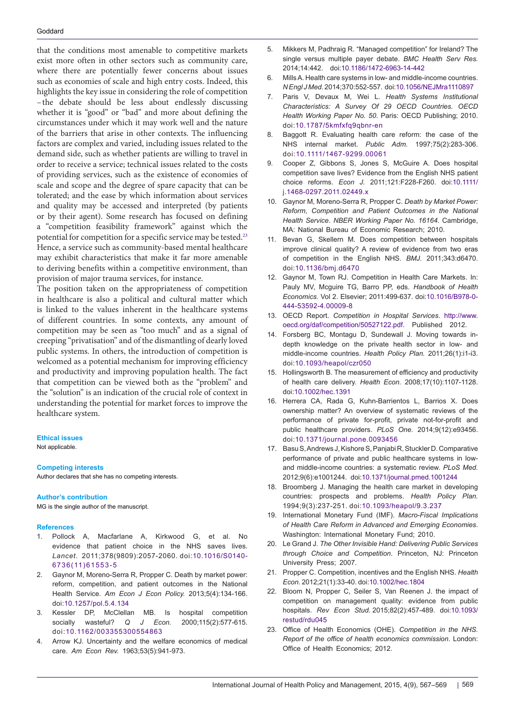that the conditions most amenable to competitive markets exist more often in other sectors such as community care, where there are potentially fewer concerns about issues such as economies of scale and high entry costs. Indeed, this highlights the key issue in considering the role of competition – the debate should be less about endlessly discussing whether it is "good" or "bad" and more about defining the circumstances under which it may work well and the nature of the barriers that arise in other contexts. The influencing factors are complex and varied, including issues related to the demand side, such as whether patients are willing to travel in order to receive a service; technical issues related to the costs of providing services, such as the existence of economies of scale and scope and the degree of spare capacity that can be tolerated; and the ease by which information about services and quality may be accessed and interpreted (by patients or by their agent). Some research has focused on defining a "competition feasibility framework" against which the potential for competition for a specific service may be tested.[23] Hence, a service such as community-based mental healthcare may exhibit characteristics that make it far more amenable to deriving benefits within a competitive environment, than provision of major trauma services, for instance.

The position taken on the appropriateness of competition in healthcare is also a political and cultural matter which is linked to the values inherent in the healthcare systems of different countries. In some contexts, any amount of competition may be seen as "too much" and as a signal of creeping "privatisation" and of the dismantling of dearly loved public systems. In others, the introduction of competition is welcomed as a potential mechanism for improving efficiency and productivity and improving population health. The fact that competition can be viewed both as the "problem" and the "solution" is an indication of the crucial role of context in understanding the potential for market forces to improve the healthcare system.

### Ethical issues

Not applicable.

### Competing interests

Author declares that she has no competing interests.

### Author's contribution

MG is the single author of the manuscript.

### References

1. Pollock A, Macfarlane A, Kirkwood G, et al. No evidence that patient choice in the NHS saves lives. *Lancet*. 2011;378(9809):2057-2060. doi:10.1016/S0140-6736(11)61553-5
2. Gaynor M, Moreno-Serra R, Propper C. Death by market power: reform, competition, and patient outcomes in the National Health Service. *Am Econ J Econ Policy.* 2013;5(4):134-166. doi:10.1257/pol.5.4.134
3. Kessler DP, McClellan MB. Is hospital competition socially wasteful? *Q J Econ.* 2000;115(2):577-615. doi:10.1162/003355300554863
4. Arrow KJ. Uncertainty and the welfare economics of medical care. *Am Econ Rev.* 1963;53(5):941-973.
5. Mikkers M, Padhraig R. "Managed competition" for Ireland? The single versus multiple payer debate. *BMC Health Serv Res.* 2014;14:442. doi:10.1186/1472-6963-14-442
6. Mills A. Health care systems in low- and middle-income countries. *N Engl J Med.* 2014;370:552-557. doi:10.1056/NEJMra1110897
7. Paris V, Devaux M, Wei L. *Health Systems Institutional Characteristics: A Survey Of 29 OECD Countries. OECD Health Working Paper No. 50*. Paris: OECD Publishing; 2010. doi:10.1787/5kmfxfq9qbnr-en
8. Baggott R. Evaluating health care reform: the case of the NHS internal market. *Public Adm.* 1997;75(2):283-306. doi:10.1111/1467-9299.00061
9. Cooper Z, Gibbons S, Jones S, McGuire A. Does hospital competition save lives? Evidence from the English NHS patient choice reforms. *Econ J.* 2011;121:F228-F260. doi:10.1111/j.1468-0297.2011.02449.x
10. Gaynor M, Moreno-Serra R, Propper C. *Death by Market Power: Reform, Competition and Patient Outcomes in the National Health Service. NBER Working Paper No. 16164*. Cambridge, MA: National Bureau of Economic Research; 2010.
11. Bevan G, Skellern M. Does competition between hospitals improve clinical quality? A review of evidence from two eras of competition in the English NHS. *BMJ.* 2011;343:d6470. doi:10.1136/bmj.d6470
12. Gaynor M, Town RJ. Competition in Health Care Markets. In: Pauly MV, Mcguire TG, Barro PP, eds. *Handbook of Health Economics.* Vol 2. Elsevier; 2011:499-637. doi:10.1016/B978-0-444-53592-4.00009-8
13. OECD Report. *Competition in Hospital Services*. http://www.oecd.org/daf/competition/50527122.pdf. Published 2012.
14. Forsberg BC, Montagu D, Sundewall J. Moving towards in-depth knowledge on the private health sector in low- and middle-income countries. *Health Policy Plan.* 2011;26(1):i1-i3. doi:10.1093/heapol/czr050
15. Hollingsworth B. The measurement of efficiency and productivity of health care delivery. *Health Econ.* 2008;17(10):1107-1128. doi:10.1002/hec.1391
16. Herrera CA, Rada G, Kuhn-Barrientos L, Barrios X. Does ownership matter? An overview of systematic reviews of the performance of private for-profit, private not-for-profit and public healthcare providers. *PLoS One.* 2014;9(12):e93456. doi:10.1371/journal.pone.0093456
17. Basu S, Andrews J, Kishore S, Panjabi R, Stuckler D. Comparative performance of private and public healthcare systems in low- and middle-income countries: a systematic review. *PLoS Med.* 2012;9(6):e1001244. doi:10.1371/journal.pmed.1001244
18. Broomberg J. Managing the health care market in developing countries: prospects and problems. *Health Policy Plan.* 1994;9(3):237-251. doi:10.1093/heapol/9.3.237
19. International Monetary Fund (IMF). *Macro-Fiscal Implications of Health Care Reform in Advanced and Emerging Economies*. Washington: International Monetary Fund; 2010.
20. Le Grand J. *The Other Invisible Hand: Delivering Public Services through Choice and Competition*. Princeton, NJ: Princeton University Press; 2007.
21. Propper C. Competition, incentives and the English NHS. *Health Econ.* 2012;21(1):33-40. doi:10.1002/hec.1804
22. Bloom N, Propper C, Seiler S, Van Reenen J. the impact of competition on management quality: evidence from public hospitals. *Rev Econ Stud.* 2015;82(2):457-489. doi:10.1093/restud/rdu045
23. Office of Health Economics (OHE). *Competition in the NHS. Report of the office of health economics commission*. London: Office of Health Economics; 2012.